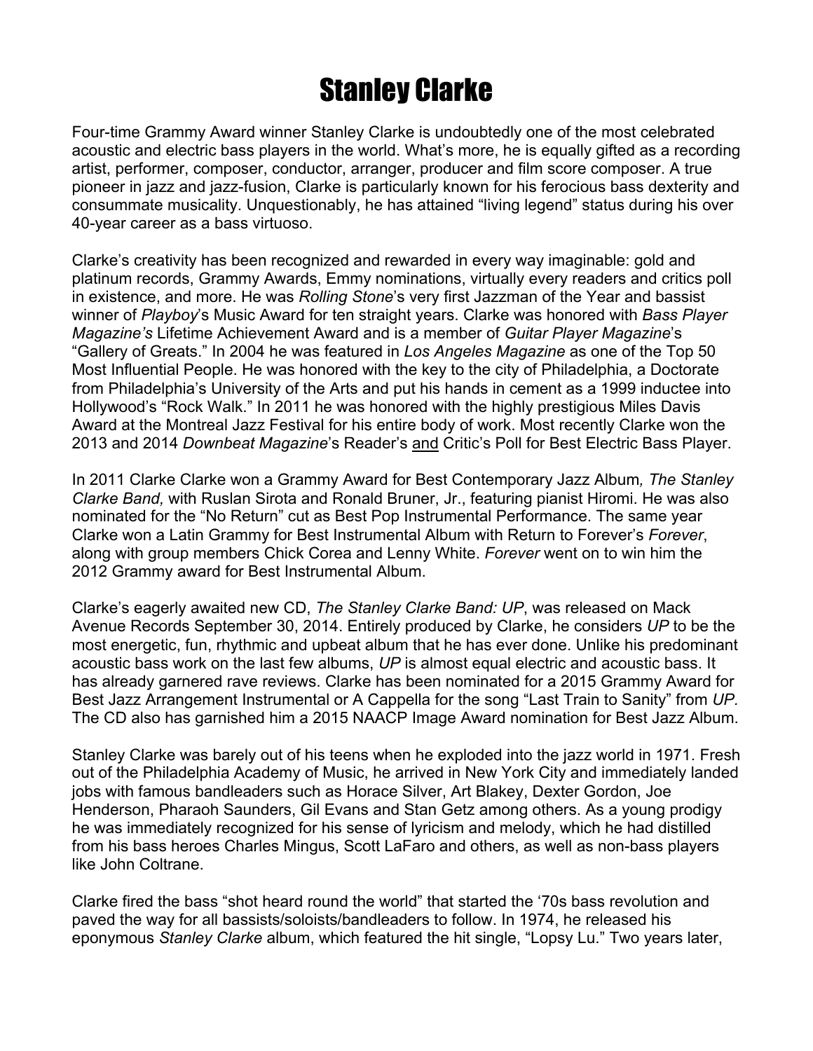# Stanley Clarke

Four-time Grammy Award winner Stanley Clarke is undoubtedly one of the most celebrated acoustic and electric bass players in the world. What's more, he is equally gifted as a recording artist, performer, composer, conductor, arranger, producer and film score composer. A true pioneer in jazz and jazz-fusion, Clarke is particularly known for his ferocious bass dexterity and consummate musicality. Unquestionably, he has attained "living legend" status during his over 40-year career as a bass virtuoso.

Clarke's creativity has been recognized and rewarded in every way imaginable: gold and platinum records, Grammy Awards, Emmy nominations, virtually every readers and critics poll in existence, and more. He was *Rolling Stone*'s very first Jazzman of the Year and bassist winner of *Playboy*'s Music Award for ten straight years. Clarke was honored with *Bass Player Magazine's* Lifetime Achievement Award and is a member of *Guitar Player Magazine*'s "Gallery of Greats." In 2004 he was featured in *Los Angeles Magazine* as one of the Top 50 Most Influential People. He was honored with the key to the city of Philadelphia, a Doctorate from Philadelphia's University of the Arts and put his hands in cement as a 1999 inductee into Hollywood's "Rock Walk." In 2011 he was honored with the highly prestigious Miles Davis Award at the Montreal Jazz Festival for his entire body of work. Most recently Clarke won the 2013 and 2014 *Downbeat Magazine*'s Reader's <u>and</u> Critic's Poll for Best Electric Bass Player.

In 2011 Clarke Clarke won a Grammy Award for Best Contemporary Jazz Album*, The Stanley Clarke Band,* with Ruslan Sirota and Ronald Bruner, Jr., featuring pianist Hiromi. He was also nominated for the "No Return" cut as Best Pop Instrumental Performance. The same year Clarke won a Latin Grammy for Best Instrumental Album with Return to Forever's *Forever*, along with group members Chick Corea and Lenny White. *Forever* went on to win him the 2012 Grammy award for Best Instrumental Album.

Clarke's eagerly awaited new CD, *The Stanley Clarke Band: UP*, was released on Mack Avenue Records September 30, 2014. Entirely produced by Clarke, he considers *UP* to be the most energetic, fun, rhythmic and upbeat album that he has ever done. Unlike his predominant acoustic bass work on the last few albums, *UP* is almost equal electric and acoustic bass. It has already garnered rave reviews. Clarke has been nominated for a 2015 Grammy Award for Best Jazz Arrangement Instrumental or A Cappella for the song "Last Train to Sanity" from *UP.* The CD also has garnished him a 2015 NAACP Image Award nomination for Best Jazz Album.

Stanley Clarke was barely out of his teens when he exploded into the jazz world in 1971. Fresh out of the Philadelphia Academy of Music, he arrived in New York City and immediately landed jobs with famous bandleaders such as Horace Silver, Art Blakey, Dexter Gordon, Joe Henderson, Pharaoh Saunders, Gil Evans and Stan Getz among others. As a young prodigy he was immediately recognized for his sense of lyricism and melody, which he had distilled from his bass heroes Charles Mingus, Scott LaFaro and others, as well as non-bass players like John Coltrane.

Clarke fired the bass "shot heard round the world" that started the '70s bass revolution and paved the way for all bassists/soloists/bandleaders to follow. In 1974, he released his eponymous *Stanley Clarke* album, which featured the hit single, "Lopsy Lu." Two years later,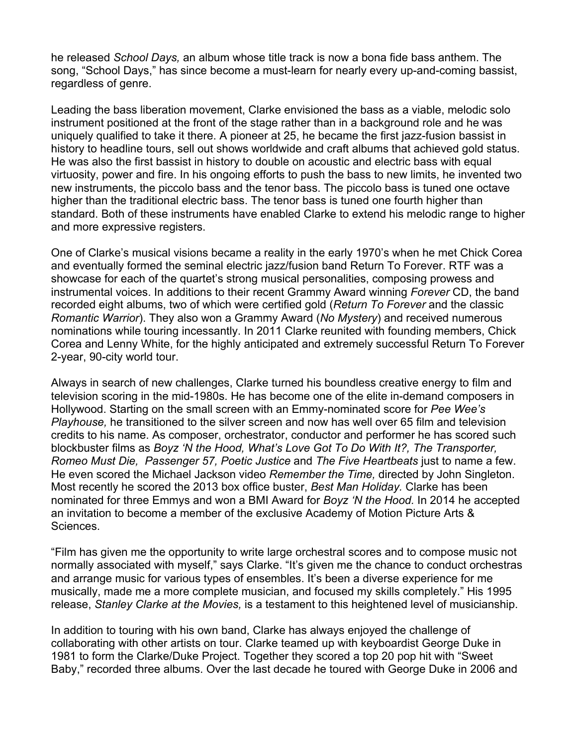he released *School Days,* an album whose title track is now a bona fide bass anthem. The song, "School Days," has since become a must-learn for nearly every up-and-coming bassist, regardless of genre.

Leading the bass liberation movement, Clarke envisioned the bass as a viable, melodic solo instrument positioned at the front of the stage rather than in a background role and he was uniquely qualified to take it there. A pioneer at 25, he became the first jazz-fusion bassist in history to headline tours, sell out shows worldwide and craft albums that achieved gold status. He was also the first bassist in history to double on acoustic and electric bass with equal virtuosity, power and fire. In his ongoing efforts to push the bass to new limits, he invented two new instruments, the piccolo bass and the tenor bass. The piccolo bass is tuned one octave higher than the traditional electric bass. The tenor bass is tuned one fourth higher than standard. Both of these instruments have enabled Clarke to extend his melodic range to higher and more expressive registers.

One of Clarke's musical visions became a reality in the early 1970's when he met Chick Corea and eventually formed the seminal electric jazz/fusion band Return To Forever. RTF was a showcase for each of the quartet's strong musical personalities, composing prowess and instrumental voices. In additions to their recent Grammy Award winning *Forever* CD, the band recorded eight albums, two of which were certified gold (*Return To Forever* and the classic *Romantic Warrior*). They also won a Grammy Award (*No Mystery*) and received numerous nominations while touring incessantly. In 2011 Clarke reunited with founding members, Chick Corea and Lenny White, for the highly anticipated and extremely successful Return To Forever 2-year, 90-city world tour.

Always in search of new challenges, Clarke turned his boundless creative energy to film and television scoring in the mid-1980s. He has become one of the elite in-demand composers in Hollywood. Starting on the small screen with an Emmy-nominated score for *Pee Wee's Playhouse,* he transitioned to the silver screen and now has well over 65 film and television credits to his name. As composer, orchestrator, conductor and performer he has scored such blockbuster films as *Boyz 'N the Hood, What's Love Got To Do With It?, The Transporter, Romeo Must Die, Passenger 57, Poetic Justice* and *The Five Heartbeats* just to name a few. He even scored the Michael Jackson video *Remember the Time,* directed by John Singleton. Most recently he scored the 2013 box office buster, *Best Man Holiday.* Clarke has been nominated for three Emmys and won a BMI Award for *Boyz 'N the Hood.* In 2014 he accepted an invitation to become a member of the exclusive Academy of Motion Picture Arts & Sciences.

"Film has given me the opportunity to write large orchestral scores and to compose music not normally associated with myself," says Clarke. "It's given me the chance to conduct orchestras and arrange music for various types of ensembles. It's been a diverse experience for me musically, made me a more complete musician, and focused my skills completely." His 1995 release, *Stanley Clarke at the Movies,* is a testament to this heightened level of musicianship.

In addition to touring with his own band, Clarke has always enjoyed the challenge of collaborating with other artists on tour. Clarke teamed up with keyboardist George Duke in 1981 to form the Clarke/Duke Project. Together they scored a top 20 pop hit with "Sweet Baby," recorded three albums. Over the last decade he toured with George Duke in 2006 and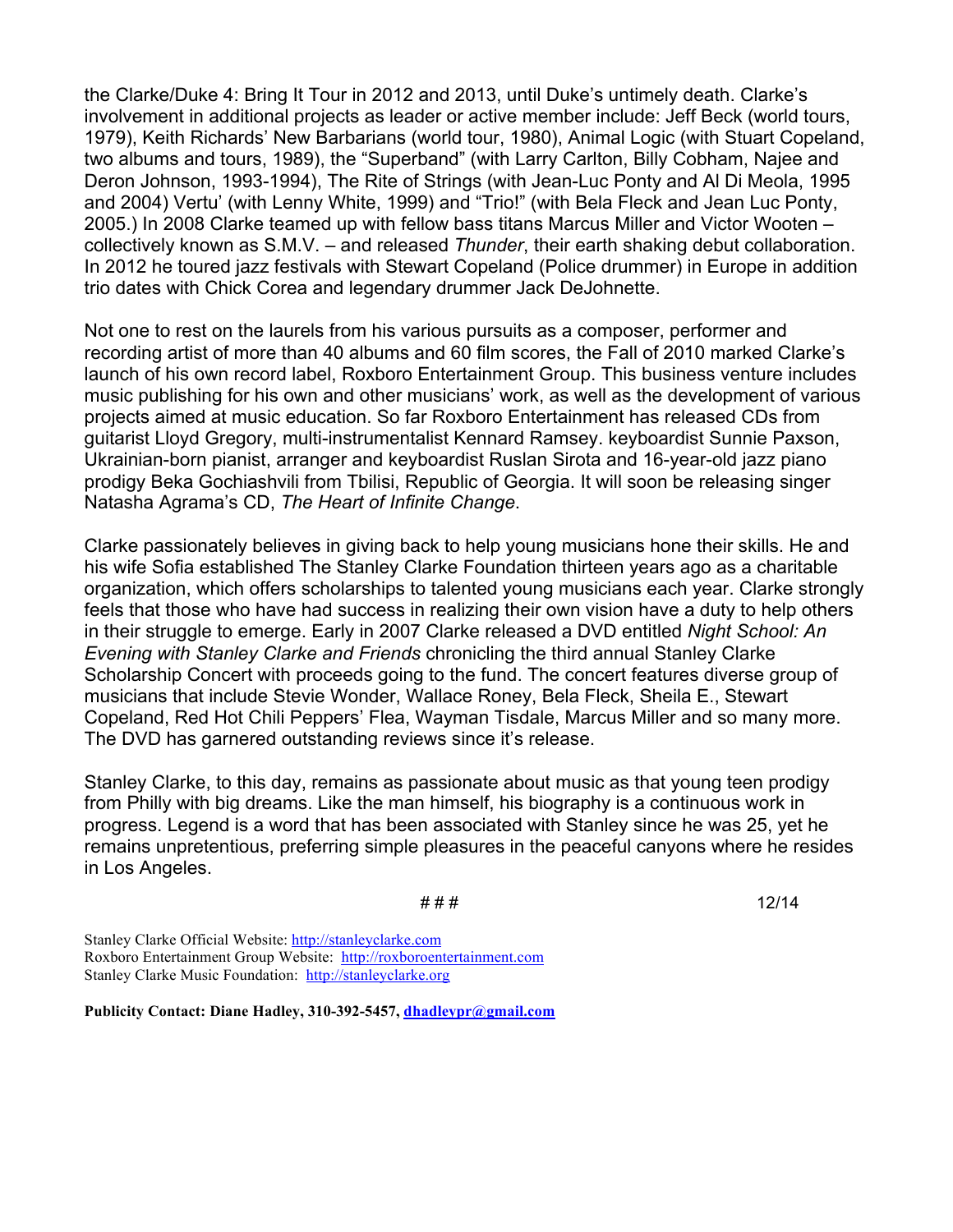the Clarke/Duke 4: Bring It Tour in 2012 and 2013, until Duke's untimely death. Clarke's involvement in additional projects as leader or active member include: Jeff Beck (world tours, 1979), Keith Richards' New Barbarians (world tour, 1980), Animal Logic (with Stuart Copeland, two albums and tours, 1989), the "Superband" (with Larry Carlton, Billy Cobham, Najee and Deron Johnson, 1993-1994), The Rite of Strings (with Jean-Luc Ponty and Al Di Meola, 1995 and 2004) Vertu' (with Lenny White, 1999) and "Trio!" (with Bela Fleck and Jean Luc Ponty, 2005.) In 2008 Clarke teamed up with fellow bass titans Marcus Miller and Victor Wooten – collectively known as S.M.V. – and released *Thunder*, their earth shaking debut collaboration. In 2012 he toured jazz festivals with Stewart Copeland (Police drummer) in Europe in addition trio dates with Chick Corea and legendary drummer Jack DeJohnette.

Not one to rest on the laurels from his various pursuits as a composer, performer and recording artist of more than 40 albums and 60 film scores, the Fall of 2010 marked Clarke's launch of his own record label, Roxboro Entertainment Group. This business venture includes music publishing for his own and other musicians' work, as well as the development of various projects aimed at music education. So far Roxboro Entertainment has released CDs from guitarist Lloyd Gregory, multi-instrumentalist Kennard Ramsey. keyboardist Sunnie Paxson, Ukrainian-born pianist, arranger and keyboardist Ruslan Sirota and 16-year-old jazz piano prodigy Beka Gochiashvili from Tbilisi, Republic of Georgia. It will soon be releasing singer Natasha Agrama's CD, *The Heart of Infinite Change*.

Clarke passionately believes in giving back to help young musicians hone their skills. He and his wife Sofia established The Stanley Clarke Foundation thirteen years ago as a charitable organization, which offers scholarships to talented young musicians each year. Clarke strongly feels that those who have had success in realizing their own vision have a duty to help others in their struggle to emerge. Early in 2007 Clarke released a DVD entitled *Night School: An Evening with Stanley Clarke and Friends* chronicling the third annual Stanley Clarke Scholarship Concert with proceeds going to the fund. The concert features diverse group of musicians that include Stevie Wonder, Wallace Roney, Bela Fleck, Sheila E., Stewart Copeland, Red Hot Chili Peppers' Flea, Wayman Tisdale, Marcus Miller and so many more. The DVD has garnered outstanding reviews since it's release.

Stanley Clarke, to this day, remains as passionate about music as that young teen prodigy from Philly with big dreams. Like the man himself, his biography is a continuous work in progress. Legend is a word that has been associated with Stanley since he was 25, yet he remains unpretentious, preferring simple pleasures in the peaceful canyons where he resides in Los Angeles.

# # #

12/14

Stanley Clarke Official Website: http://stanleyclarke.com
Roxboro Entertainment Group Website: http://roxboroentertainment.com
Stanley Clarke Music Foundation: http://stanleyclarke.org

**Publicity Contact: Diane Hadley, 310-392-5457, dhadleypr@gmail.com**